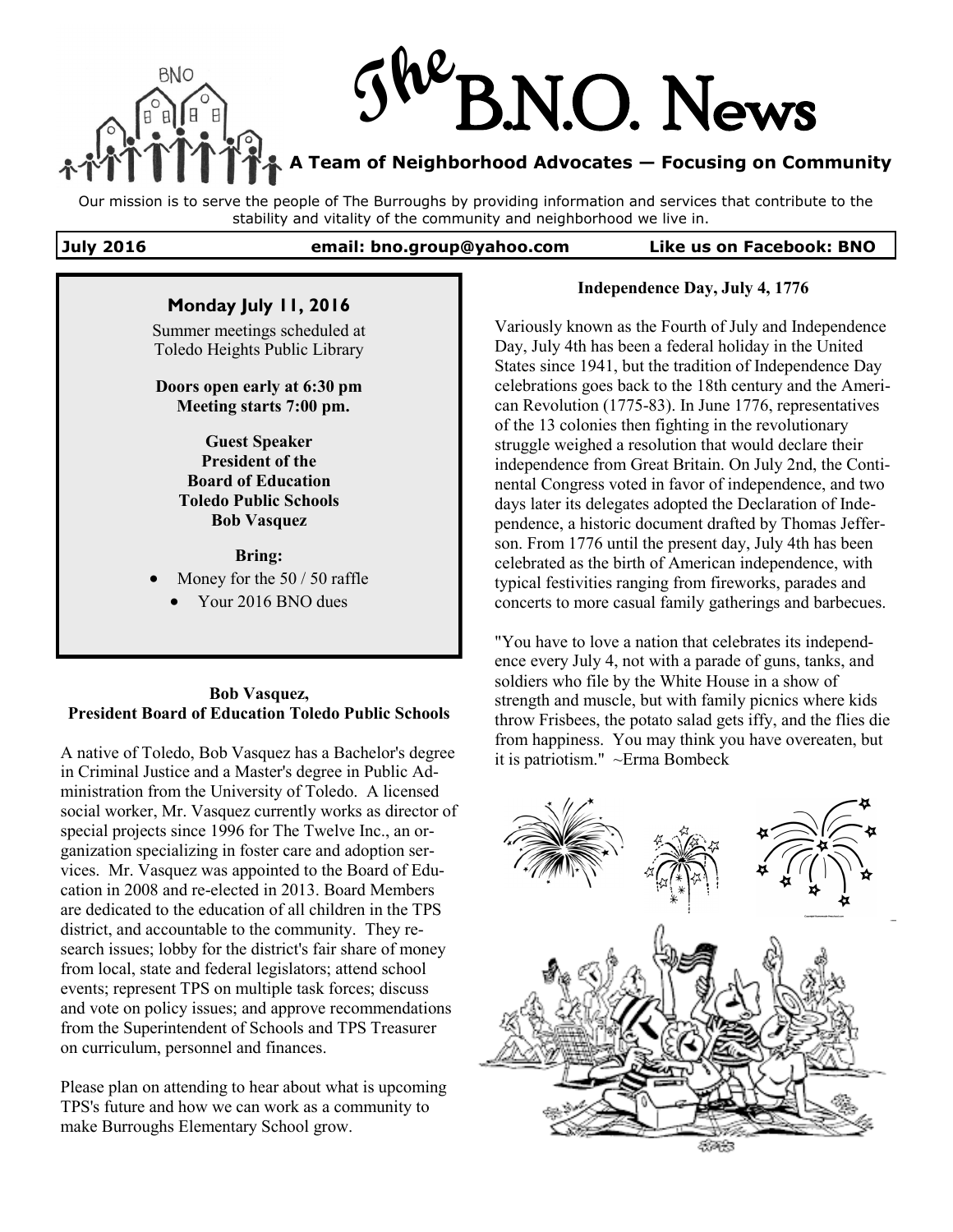# The B.N.O. News

**A Team of Neighborhood Advocates — Focusing on Community**

Our mission is to serve the people of The Burroughs by providing information and services that contribute to the stability and vitality of the community and neighborhood we live in.

**July 2016** | **email: bno.group@yahoo.com** | **Like us on Facebook: BNO**

---

### Monday July 11, 2016

Summer meetings scheduled at Toledo Heights Public Library

**Doors open early at 6:30 pm**
**Meeting starts 7:00 pm.**

**Guest Speaker**
**President of the**
**Board of Education**
**Toledo Public Schools**
**Bob Vasquez**

**Bring:**

- Money for the 50 / 50 raffle
- Your 2016 BNO dues

---

### Bob Vasquez, President Board of Education Toledo Public Schools

A native of Toledo, Bob Vasquez has a Bachelor's degree in Criminal Justice and a Master's degree in Public Administration from the University of Toledo. A licensed social worker, Mr. Vasquez currently works as director of special projects since 1996 for The Twelve Inc., an organization specializing in foster care and adoption services. Mr. Vasquez was appointed to the Board of Education in 2008 and re-elected in 2013. Board Members are dedicated to the education of all children in the TPS district, and accountable to the community. They research issues; lobby for the district's fair share of money from local, state and federal legislators; attend school events; represent TPS on multiple task forces; discuss and vote on policy issues; and approve recommendations from the Superintendent of Schools and TPS Treasurer on curriculum, personnel and finances.

Please plan on attending to hear about what is upcoming TPS's future and how we can work as a community to make Burroughs Elementary School grow.

### Independence Day, July 4, 1776

Variously known as the Fourth of July and Independence Day, July 4th has been a federal holiday in the United States since 1941, but the tradition of Independence Day celebrations goes back to the 18th century and the American Revolution (1775-83). In June 1776, representatives of the 13 colonies then fighting in the revolutionary struggle weighed a resolution that would declare their independence from Great Britain. On July 2nd, the Continental Congress voted in favor of independence, and two days later its delegates adopted the Declaration of Independence, a historic document drafted by Thomas Jefferson. From 1776 until the present day, July 4th has been celebrated as the birth of American independence, with typical festivities ranging from fireworks, parades and concerts to more casual family gatherings and barbecues.

"You have to love a nation that celebrates its independence every July 4, not with a parade of guns, tanks, and soldiers who file by the White House in a show of strength and muscle, but with family picnics where kids throw Frisbees, the potato salad gets iffy, and the flies die from happiness. You may think you have overeaten, but it is patriotism." ~Erma Bombeck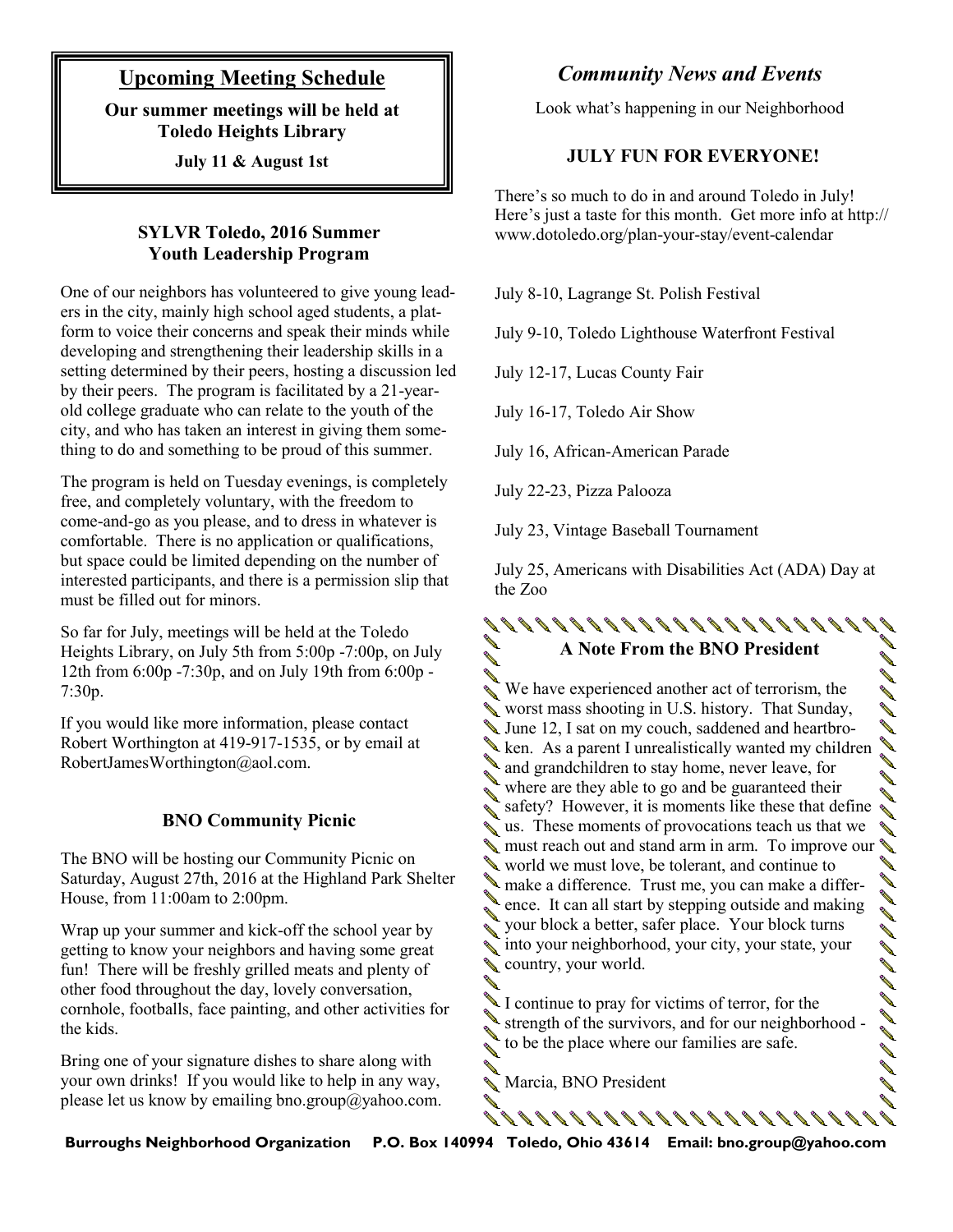## Upcoming Meeting Schedule

**Our summer meetings will be held at Toledo Heights Library**

**July 11 & August 1st**

### SYLVR Toledo, 2016 Summer Youth Leadership Program

One of our neighbors has volunteered to give young leaders in the city, mainly high school aged students, a platform to voice their concerns and speak their minds while developing and strengthening their leadership skills in a setting determined by their peers, hosting a discussion led by their peers. The program is facilitated by a 21-year-old college graduate who can relate to the youth of the city, and who has taken an interest in giving them something to do and something to be proud of this summer.

The program is held on Tuesday evenings, is completely free, and completely voluntary, with the freedom to come-and-go as you please, and to dress in whatever is comfortable. There is no application or qualifications, but space could be limited depending on the number of interested participants, and there is a permission slip that must be filled out for minors.

So far for July, meetings will be held at the Toledo Heights Library, on July 5th from 5:00p -7:00p, on July 12th from 6:00p -7:30p, and on July 19th from 6:00p - 7:30p.

If you would like more information, please contact Robert Worthington at 419-917-1535, or by email at RobertJamesWorthington@aol.com.

### BNO Community Picnic

The BNO will be hosting our Community Picnic on Saturday, August 27th, 2016 at the Highland Park Shelter House, from 11:00am to 2:00pm.

Wrap up your summer and kick-off the school year by getting to know your neighbors and having some great fun! There will be freshly grilled meats and plenty of other food throughout the day, lovely conversation, cornhole, footballs, face painting, and other activities for the kids.

Bring one of your signature dishes to share along with your own drinks! If you would like to help in any way, please let us know by emailing bno.group@yahoo.com.

## *Community News and Events*

Look what's happening in our Neighborhood

### JULY FUN FOR EVERYONE!

There's so much to do in and around Toledo in July! Here's just a taste for this month. Get more info at http://www.dotoledo.org/plan-your-stay/event-calendar

July 8-10, Lagrange St. Polish Festival

July 9-10, Toledo Lighthouse Waterfront Festival

July 12-17, Lucas County Fair

July 16-17, Toledo Air Show

July 16, African-American Parade

July 22-23, Pizza Palooza

July 23, Vintage Baseball Tournament

July 25, Americans with Disabilities Act (ADA) Day at the Zoo

### A Note From the BNO President

We have experienced another act of terrorism, the worst mass shooting in U.S. history. That Sunday, June 12, I sat on my couch, saddened and heartbroken. As a parent I unrealistically wanted my children and grandchildren to stay home, never leave, for where are they able to go and be guaranteed their safety? However, it is moments like these that define us. These moments of provocations teach us that we must reach out and stand arm in arm. To improve our world we must love, be tolerant, and continue to make a difference. Trust me, you can make a difference. It can all start by stepping outside and making your block a better, safer place. Your block turns into your neighborhood, your city, your state, your country, your world.

I continue to pray for victims of terror, for the strength of the survivors, and for our neighborhood - to be the place where our families are safe.

Marcia, BNO President

**Burroughs Neighborhood Organization P.O. Box 140994 Toledo, Ohio 43614 Email: bno.group@yahoo.com**